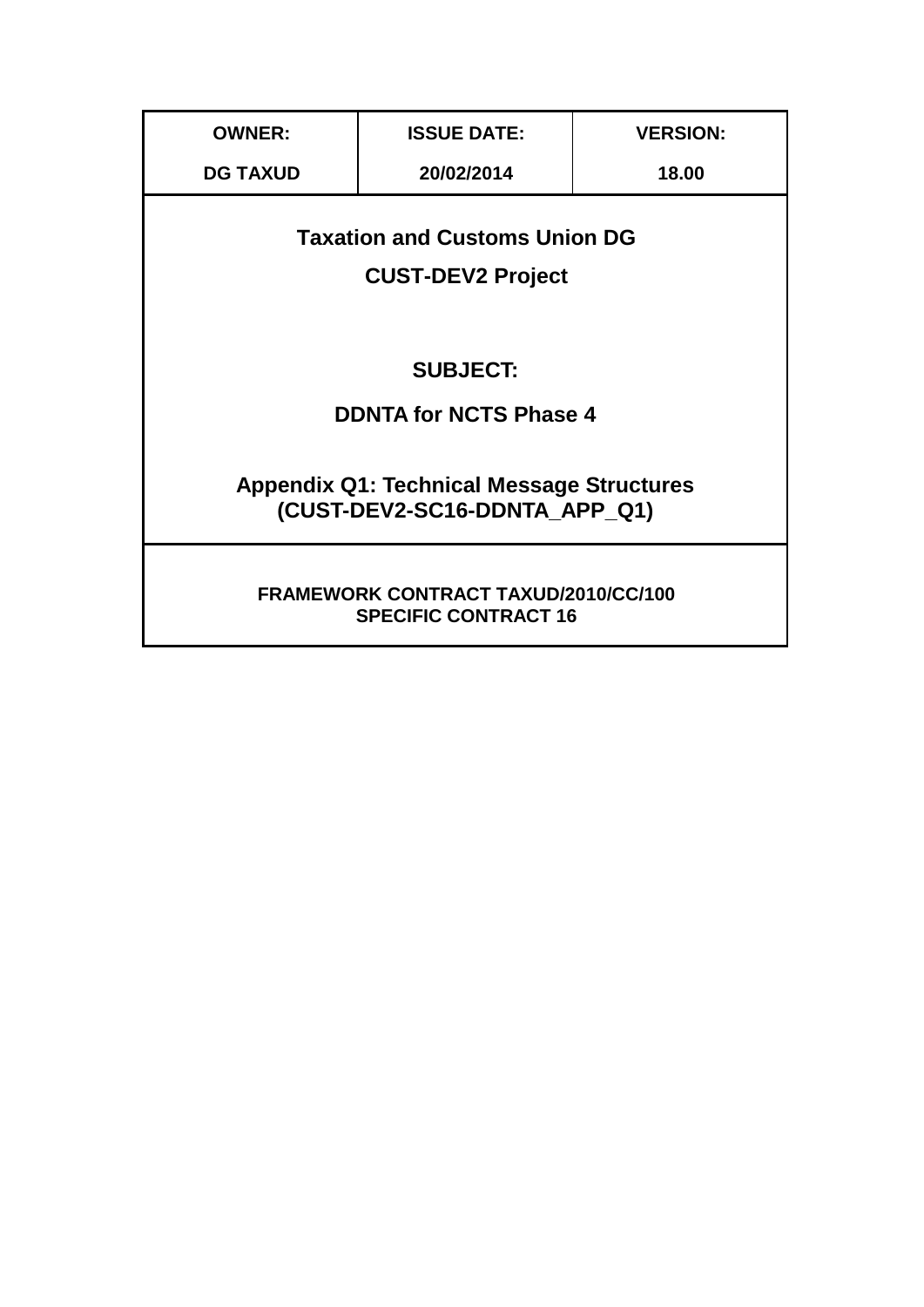| OWNER: | ISSUE DATE: | VERSION: |
| --- | --- | --- |
| DG TAXUD | 20/02/2014 | 18.00 |

**Taxation and Customs Union DG**

**CUST-DEV2 Project**

**SUBJECT:**

**DDNTA for NCTS Phase 4**

**Appendix Q1: Technical Message Structures (CUST-DEV2-SC16-DDNTA_APP_Q1)**

**FRAMEWORK CONTRACT TAXUD/2010/CC/100**
**SPECIFIC CONTRACT 16**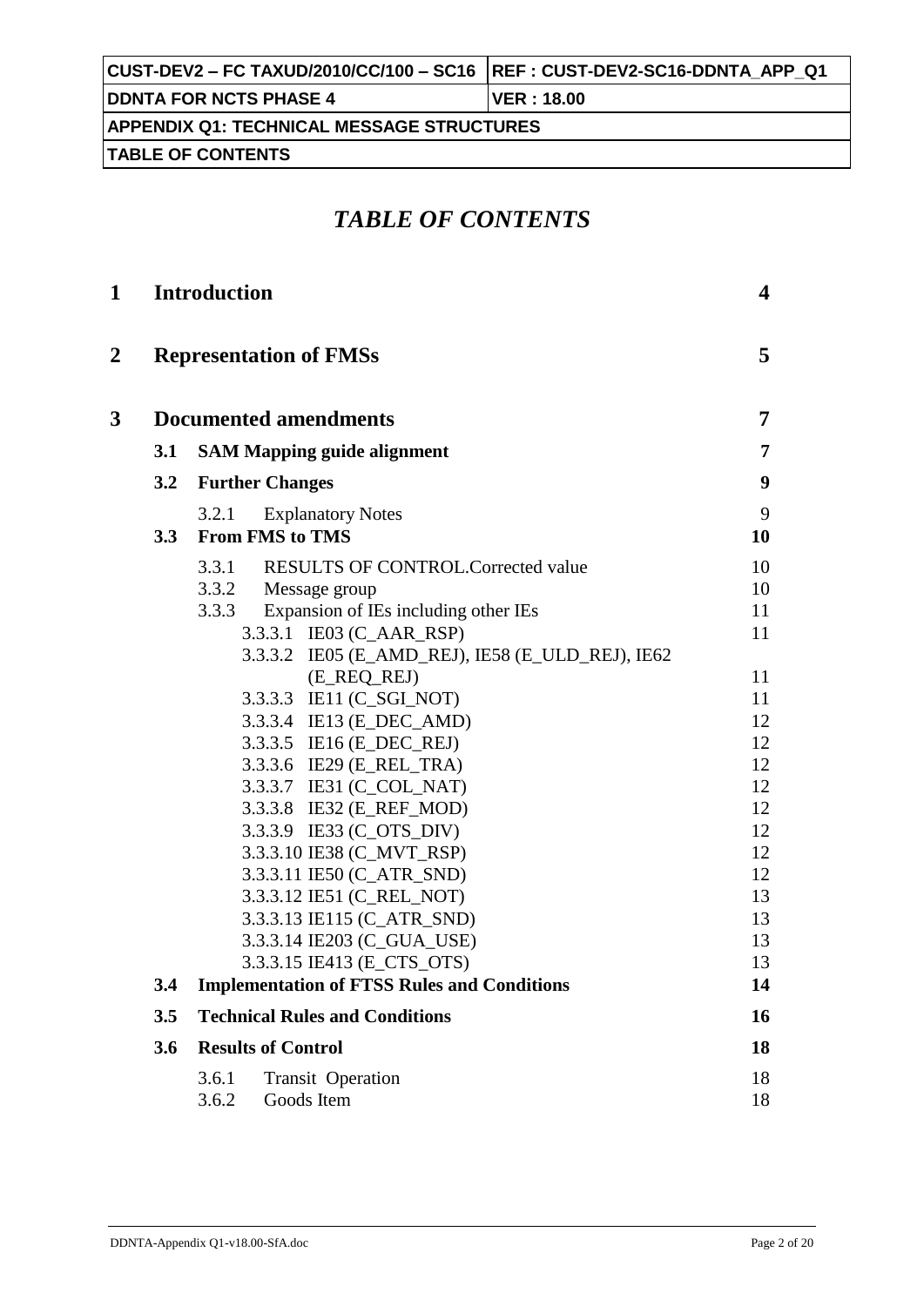# *TABLE OF CONTENTS*

**1 Introduction** **4**

**2 Representation of FMSs** **5**

**3 Documented amendments** **7**

- **3.1 SAM Mapping guide alignment** **7**
- **3.2 Further Changes** **9**
  - 3.2.1 Explanatory Notes 9
- **3.3 From FMS to TMS** **10**
  - 3.3.1 RESULTS OF CONTROL.Corrected value 10
  - 3.3.2 Message group 10
  - 3.3.3 Expansion of IEs including other IEs 11
    - 3.3.3.1 IE03 (C_AAR_RSP) 11
    - 3.3.3.2 IE05 (E_AMD_REJ), IE58 (E_ULD_REJ), IE62 (E_REQ_REJ) 11
    - 3.3.3.3 IE11 (C_SGI_NOT) 11
    - 3.3.3.4 IE13 (E_DEC_AMD) 12
    - 3.3.3.5 IE16 (E_DEC_REJ) 12
    - 3.3.3.6 IE29 (E_REL_TRA) 12
    - 3.3.3.7 IE31 (C_COL_NAT) 12
    - 3.3.3.8 IE32 (E_REF_MOD) 12
    - 3.3.3.9 IE33 (C_OTS_DIV) 12
    - 3.3.3.10 IE38 (C_MVT_RSP) 12
    - 3.3.3.11 IE50 (C_ATR_SND) 12
    - 3.3.3.12 IE51 (C_REL_NOT) 13
    - 3.3.3.13 IE115 (C_ATR_SND) 13
    - 3.3.3.14 IE203 (C_GUA_USE) 13
    - 3.3.3.15 IE413 (E_CTS_OTS) 13
- **3.4 Implementation of FTSS Rules and Conditions** **14**
- **3.5 Technical Rules and Conditions** **16**
- **3.6 Results of Control** **18**
  - 3.6.1 Transit Operation 18
  - 3.6.2 Goods Item 18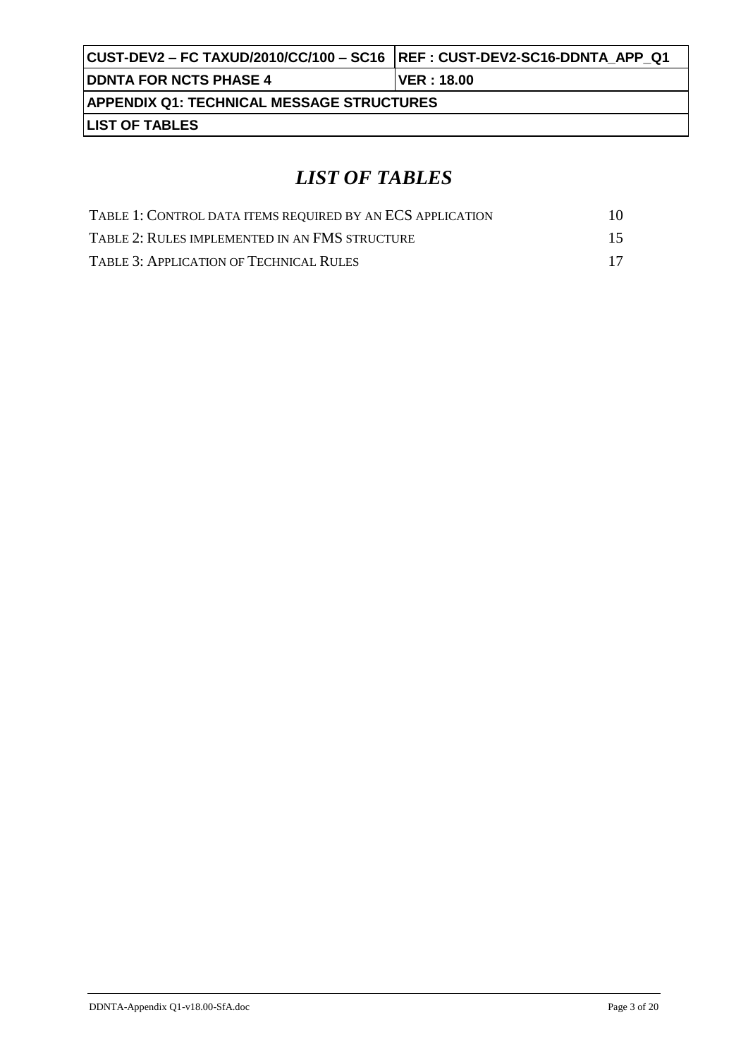# *LIST OF TABLES*

TABLE 1: CONTROL DATA ITEMS REQUIRED BY AN ECS APPLICATION 10

TABLE 2: RULES IMPLEMENTED IN AN FMS STRUCTURE 15

TABLE 3: APPLICATION OF TECHNICAL RULES 17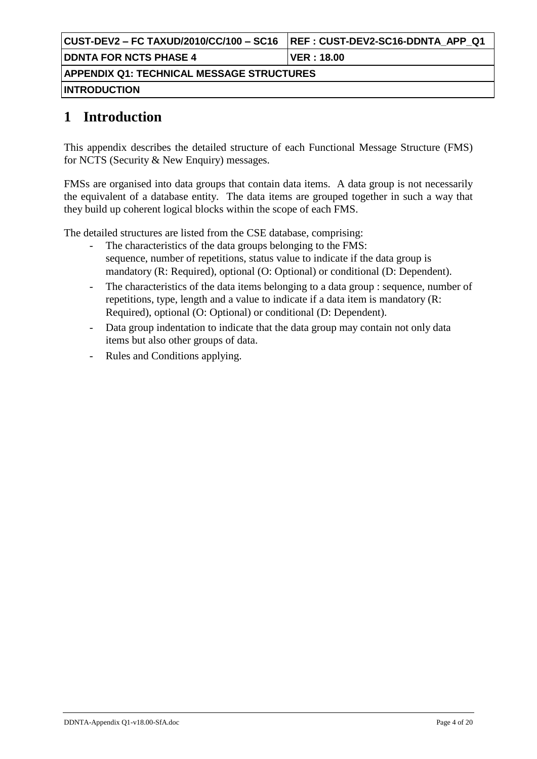# 1 Introduction

This appendix describes the detailed structure of each Functional Message Structure (FMS) for NCTS (Security & New Enquiry) messages.

FMSs are organised into data groups that contain data items. A data group is not necessarily the equivalent of a database entity. The data items are grouped together in such a way that they build up coherent logical blocks within the scope of each FMS.

The detailed structures are listed from the CSE database, comprising:

- The characteristics of the data groups belonging to the FMS: sequence, number of repetitions, status value to indicate if the data group is mandatory (R: Required), optional (O: Optional) or conditional (D: Dependent).
- The characteristics of the data items belonging to a data group : sequence, number of repetitions, type, length and a value to indicate if a data item is mandatory (R: Required), optional (O: Optional) or conditional (D: Dependent).
- Data group indentation to indicate that the data group may contain not only data items but also other groups of data.
- Rules and Conditions applying.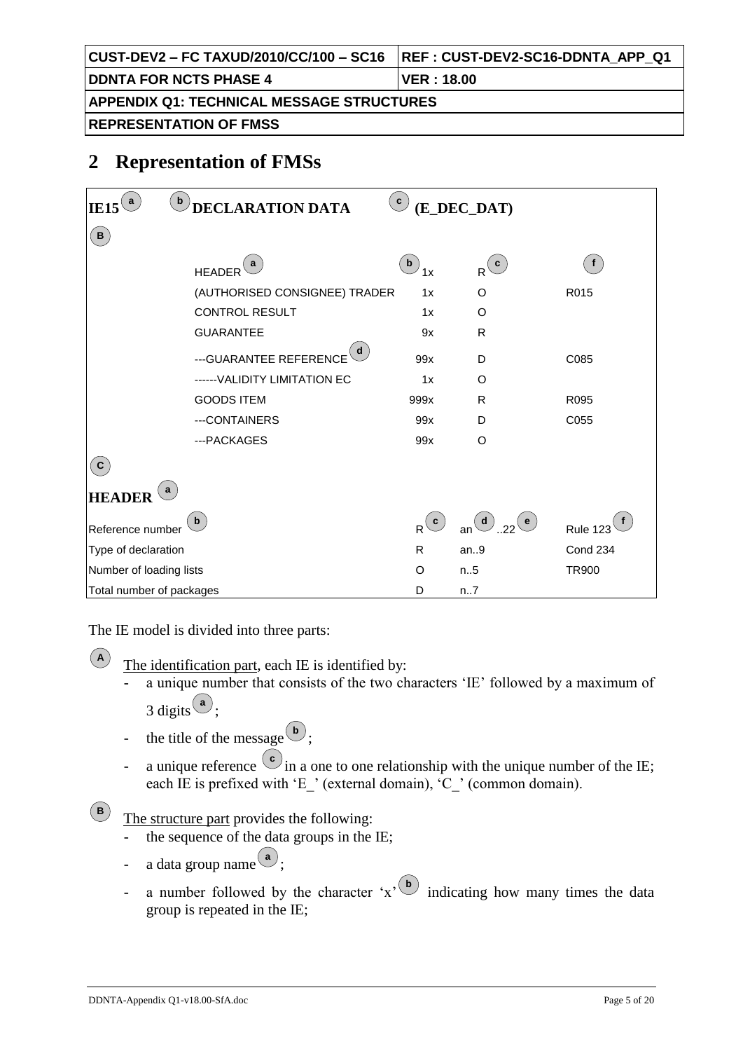# 2 Representation of FMSs

**IE15** (a) (b) **DECLARATION DATA** (c) **(E_DEC_DAT)**

(B)

| | | | |
|---|---|---|---|
| HEADER (a) | (b) 1x | R (c) | (f) |
| (AUTHORISED CONSIGNEE) TRADER | 1x | O | R015 |
| CONTROL RESULT | 1x | O | |
| GUARANTEE | 9x | R | |
| ---GUARANTEE REFERENCE (d) | 99x | D | C085 |
| ------VALIDITY LIMITATION EC | 1x | O | |
| GOODS ITEM | 999x | R | R095 |
| ---CONTAINERS | 99x | D | C055 |
| ---PACKAGES | 99x | O | |

(C)

**HEADER** (a)

| | | | |
|---|---|---|---|
| Reference number (b) | R (c) | an (d) ..22 (e) | Rule 123 (f) |
| Type of declaration | R | an..9 | Cond 234 |
| Number of loading lists | O | n..5 | TR900 |
| Total number of packages | D | n..7 | |

The IE model is divided into three parts:

(A) The identification part, each IE is identified by:

- a unique number that consists of the two characters 'IE' followed by a maximum of 3 digits (a);
- the title of the message (b);
- a unique reference (c) in a one to one relationship with the unique number of the IE; each IE is prefixed with 'E_' (external domain), 'C_' (common domain).

(B) The structure part provides the following:

- the sequence of the data groups in the IE;
- a data group name (a);
- a number followed by the character 'x' (b) indicating how many times the data group is repeated in the IE;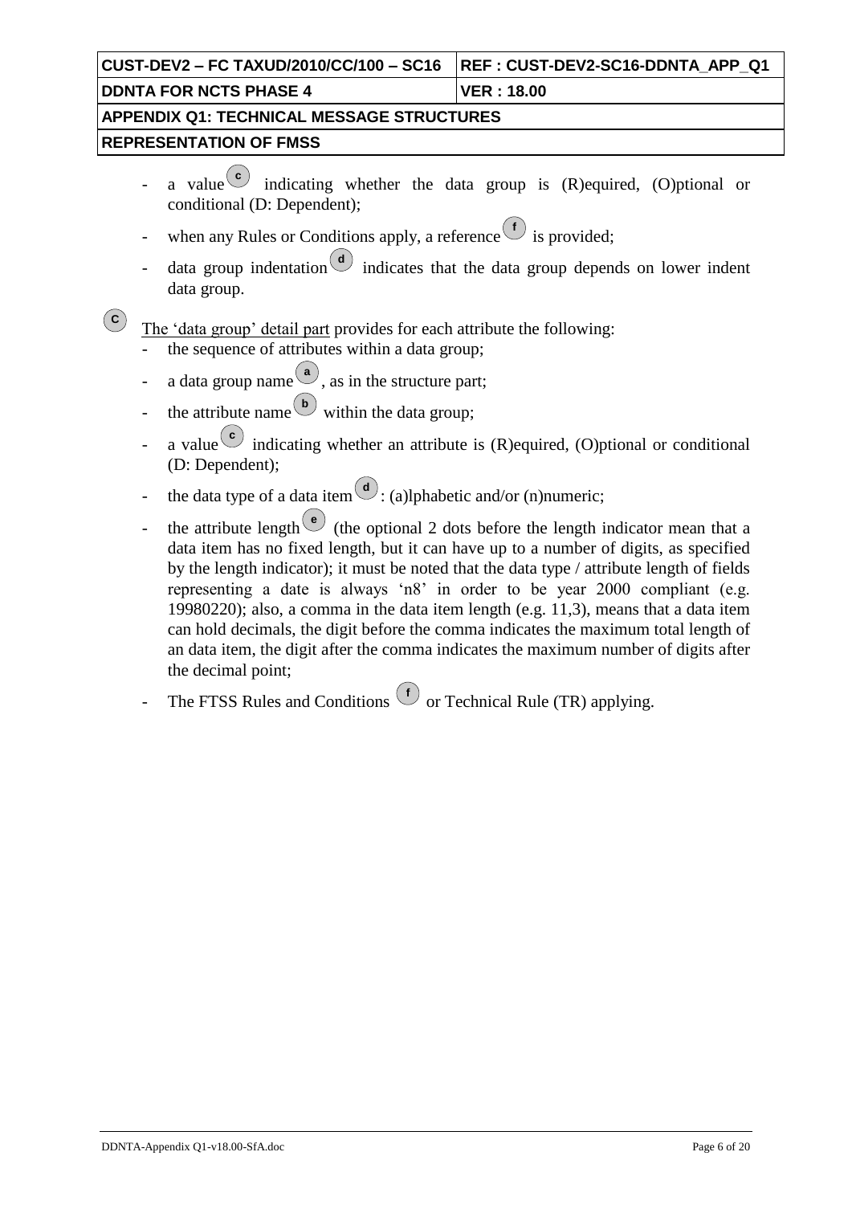- a value (c) indicating whether the data group is (R)equired, (O)ptional or conditional (D: Dependent);
- when any Rules or Conditions apply, a reference (f) is provided;
- data group indentation (d) indicates that the data group depends on lower indent data group.

(C) The 'data group' detail part provides for each attribute the following:

- the sequence of attributes within a data group;
- a data group name (a), as in the structure part;
- the attribute name (b) within the data group;
- a value (c) indicating whether an attribute is (R)equired, (O)ptional or conditional (D: Dependent);
- the data type of a data item (d): (a)lphabetic and/or (n)numeric;
- the attribute length (e) (the optional 2 dots before the length indicator mean that a data item has no fixed length, but it can have up to a number of digits, as specified by the length indicator); it must be noted that the data type / attribute length of fields representing a date is always 'n8' in order to be year 2000 compliant (e.g. 19980220); also, a comma in the data item length (e.g. 11,3), means that a data item can hold decimals, the digit before the comma indicates the maximum total length of an data item, the digit after the comma indicates the maximum number of digits after the decimal point;
- The FTSS Rules and Conditions (f) or Technical Rule (TR) applying.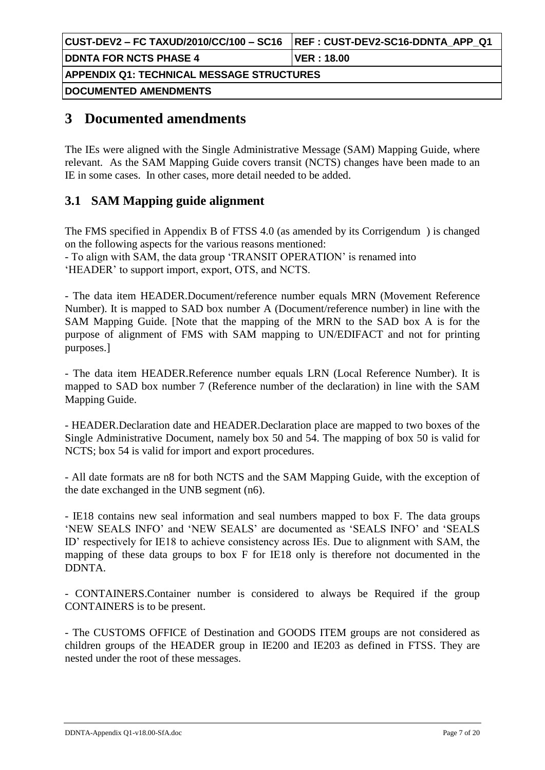# 3 Documented amendments

The IEs were aligned with the Single Administrative Message (SAM) Mapping Guide, where relevant. As the SAM Mapping Guide covers transit (NCTS) changes have been made to an IE in some cases. In other cases, more detail needed to be added.

## 3.1 SAM Mapping guide alignment

The FMS specified in Appendix B of FTSS 4.0 (as amended by its Corrigendum ) is changed on the following aspects for the various reasons mentioned:

- To align with SAM, the data group 'TRANSIT OPERATION' is renamed into 'HEADER' to support import, export, OTS, and NCTS.

- The data item HEADER.Document/reference number equals MRN (Movement Reference Number). It is mapped to SAD box number A (Document/reference number) in line with the SAM Mapping Guide. [Note that the mapping of the MRN to the SAD box A is for the purpose of alignment of FMS with SAM mapping to UN/EDIFACT and not for printing purposes.]

- The data item HEADER.Reference number equals LRN (Local Reference Number). It is mapped to SAD box number 7 (Reference number of the declaration) in line with the SAM Mapping Guide.

- HEADER.Declaration date and HEADER.Declaration place are mapped to two boxes of the Single Administrative Document, namely box 50 and 54. The mapping of box 50 is valid for NCTS; box 54 is valid for import and export procedures.

- All date formats are n8 for both NCTS and the SAM Mapping Guide, with the exception of the date exchanged in the UNB segment (n6).

- IE18 contains new seal information and seal numbers mapped to box F. The data groups 'NEW SEALS INFO' and 'NEW SEALS' are documented as 'SEALS INFO' and 'SEALS ID' respectively for IE18 to achieve consistency across IEs. Due to alignment with SAM, the mapping of these data groups to box F for IE18 only is therefore not documented in the DDNTA.

- CONTAINERS.Container number is considered to always be Required if the group CONTAINERS is to be present.

- The CUSTOMS OFFICE of Destination and GOODS ITEM groups are not considered as children groups of the HEADER group in IE200 and IE203 as defined in FTSS. They are nested under the root of these messages.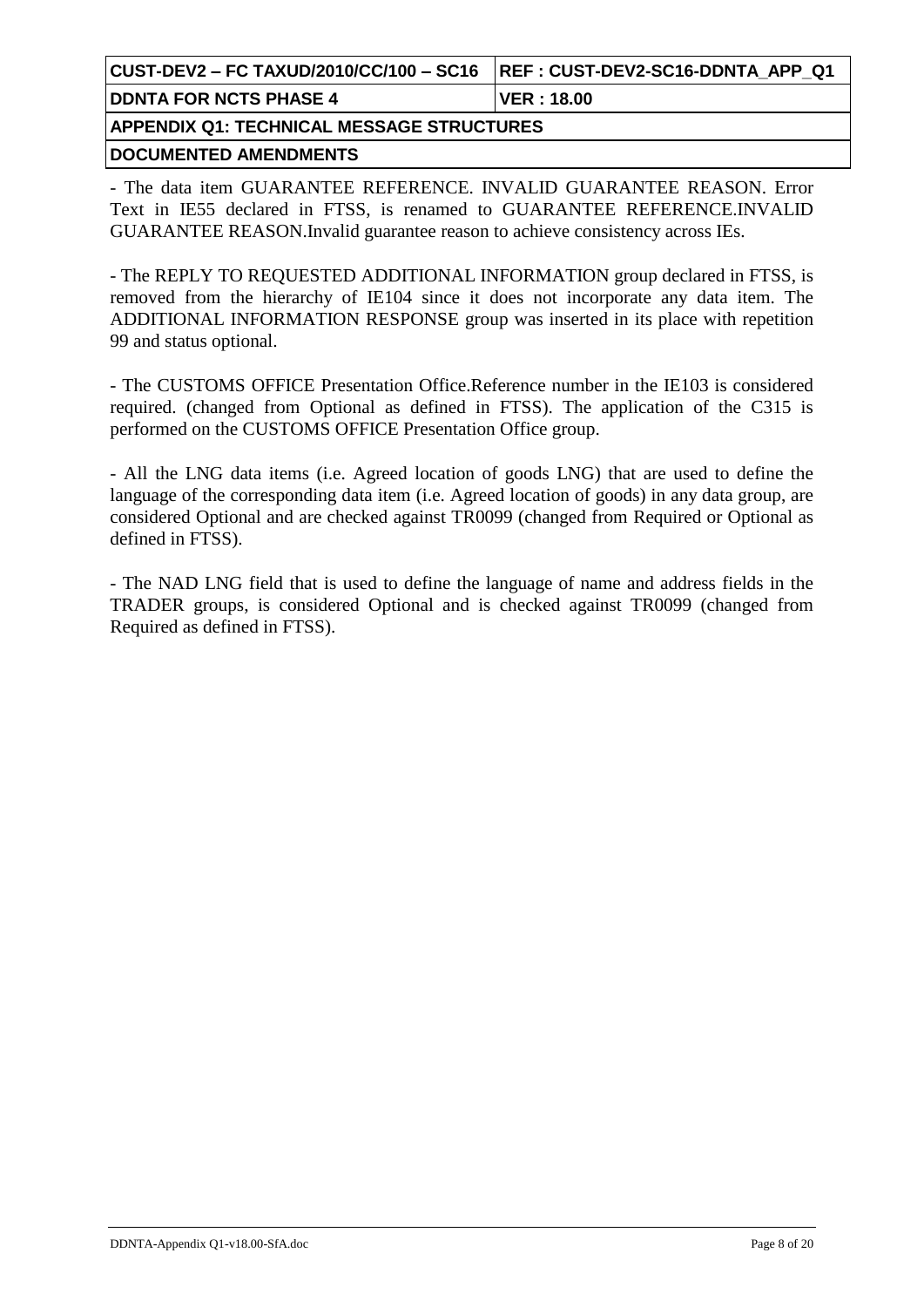- The data item GUARANTEE REFERENCE. INVALID GUARANTEE REASON. Error Text in IE55 declared in FTSS, is renamed to GUARANTEE REFERENCE.INVALID GUARANTEE REASON.Invalid guarantee reason to achieve consistency across IEs.

- The REPLY TO REQUESTED ADDITIONAL INFORMATION group declared in FTSS, is removed from the hierarchy of IE104 since it does not incorporate any data item. The ADDITIONAL INFORMATION RESPONSE group was inserted in its place with repetition 99 and status optional.

- The CUSTOMS OFFICE Presentation Office.Reference number in the IE103 is considered required. (changed from Optional as defined in FTSS). The application of the C315 is performed on the CUSTOMS OFFICE Presentation Office group.

- All the LNG data items (i.e. Agreed location of goods LNG) that are used to define the language of the corresponding data item (i.e. Agreed location of goods) in any data group, are considered Optional and are checked against TR0099 (changed from Required or Optional as defined in FTSS).

- The NAD LNG field that is used to define the language of name and address fields in the TRADER groups, is considered Optional and is checked against TR0099 (changed from Required as defined in FTSS).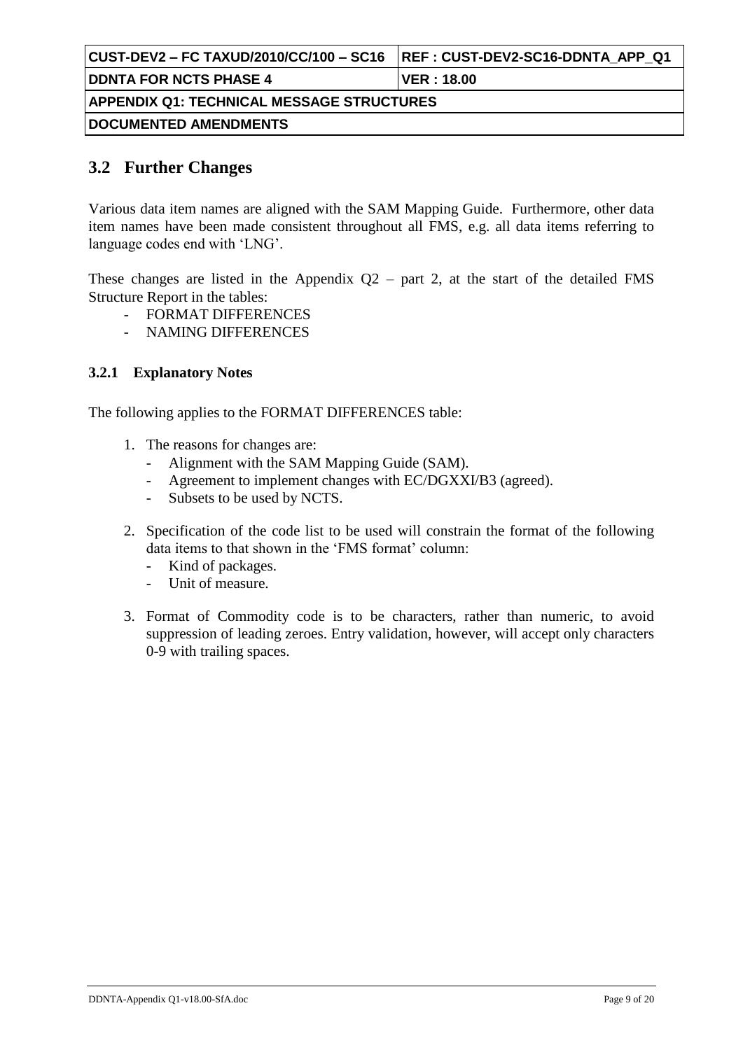## 3.2 Further Changes

Various data item names are aligned with the SAM Mapping Guide. Furthermore, other data item names have been made consistent throughout all FMS, e.g. all data items referring to language codes end with 'LNG'.

These changes are listed in the Appendix Q2 – part 2, at the start of the detailed FMS Structure Report in the tables:

- FORMAT DIFFERENCES
- NAMING DIFFERENCES

### 3.2.1 Explanatory Notes

The following applies to the FORMAT DIFFERENCES table:

1. The reasons for changes are:
   - Alignment with the SAM Mapping Guide (SAM).
   - Agreement to implement changes with EC/DGXXI/B3 (agreed).
   - Subsets to be used by NCTS.

2. Specification of the code list to be used will constrain the format of the following data items to that shown in the 'FMS format' column:
   - Kind of packages.
   - Unit of measure.

3. Format of Commodity code is to be characters, rather than numeric, to avoid suppression of leading zeroes. Entry validation, however, will accept only characters 0-9 with trailing spaces.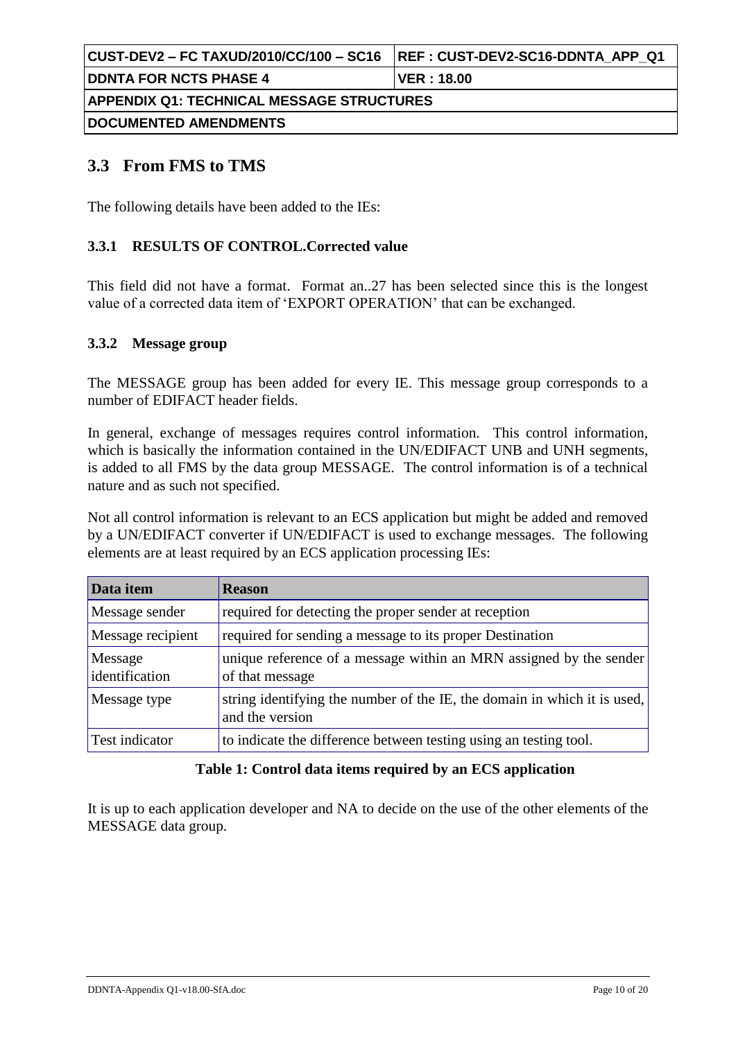## 3.3 From FMS to TMS

The following details have been added to the IEs:

### 3.3.1 RESULTS OF CONTROL.Corrected value

This field did not have a format. Format an..27 has been selected since this is the longest value of a corrected data item of 'EXPORT OPERATION' that can be exchanged.

### 3.3.2 Message group

The MESSAGE group has been added for every IE. This message group corresponds to a number of EDIFACT header fields.

In general, exchange of messages requires control information. This control information, which is basically the information contained in the UN/EDIFACT UNB and UNH segments, is added to all FMS by the data group MESSAGE. The control information is of a technical nature and as such not specified.

Not all control information is relevant to an ECS application but might be added and removed by a UN/EDIFACT converter if UN/EDIFACT is used to exchange messages. The following elements are at least required by an ECS application processing IEs:

| Data item | Reason |
|---|---|
| Message sender | required for detecting the proper sender at reception |
| Message recipient | required for sending a message to its proper Destination |
| Message identification | unique reference of a message within an MRN assigned by the sender of that message |
| Message type | string identifying the number of the IE, the domain in which it is used, and the version |
| Test indicator | to indicate the difference between testing using an testing tool. |

**Table 1: Control data items required by an ECS application**

It is up to each application developer and NA to decide on the use of the other elements of the MESSAGE data group.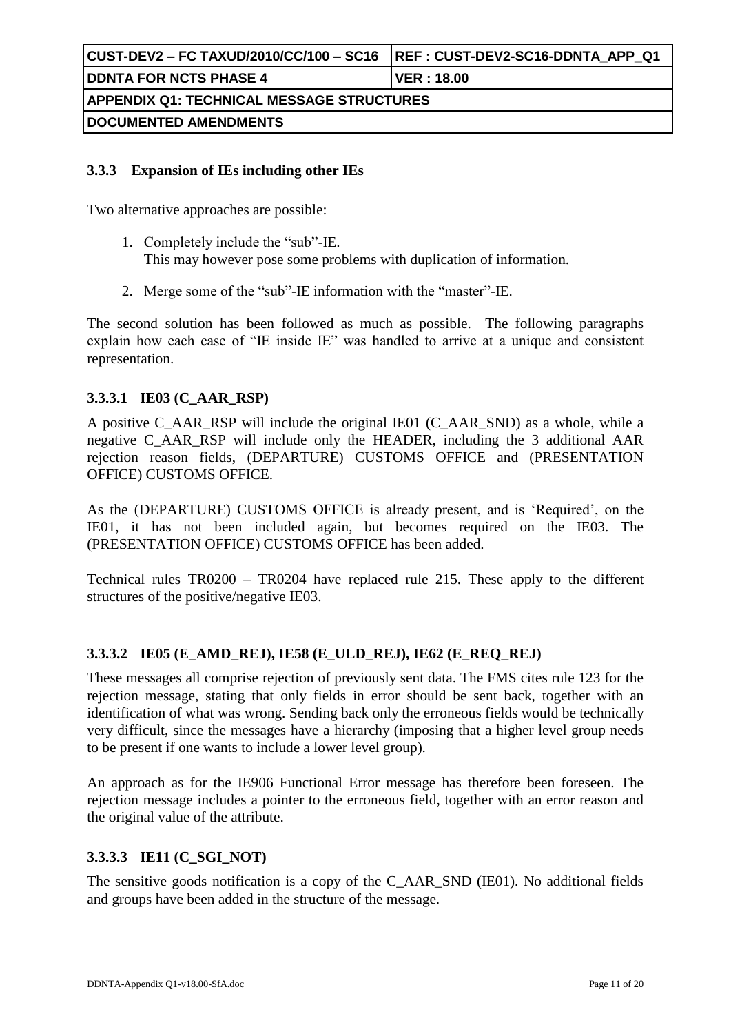### 3.3.3 Expansion of IEs including other IEs

Two alternative approaches are possible:

1. Completely include the "sub"-IE.
   This may however pose some problems with duplication of information.

2. Merge some of the "sub"-IE information with the "master"-IE.

The second solution has been followed as much as possible. The following paragraphs explain how each case of "IE inside IE" was handled to arrive at a unique and consistent representation.

#### 3.3.3.1 IE03 (C_AAR_RSP)

A positive C_AAR_RSP will include the original IE01 (C_AAR_SND) as a whole, while a negative C_AAR_RSP will include only the HEADER, including the 3 additional AAR rejection reason fields, (DEPARTURE) CUSTOMS OFFICE and (PRESENTATION OFFICE) CUSTOMS OFFICE.

As the (DEPARTURE) CUSTOMS OFFICE is already present, and is 'Required', on the IE01, it has not been included again, but becomes required on the IE03. The (PRESENTATION OFFICE) CUSTOMS OFFICE has been added.

Technical rules TR0200 – TR0204 have replaced rule 215. These apply to the different structures of the positive/negative IE03.

#### 3.3.3.2 IE05 (E_AMD_REJ), IE58 (E_ULD_REJ), IE62 (E_REQ_REJ)

These messages all comprise rejection of previously sent data. The FMS cites rule 123 for the rejection message, stating that only fields in error should be sent back, together with an identification of what was wrong. Sending back only the erroneous fields would be technically very difficult, since the messages have a hierarchy (imposing that a higher level group needs to be present if one wants to include a lower level group).

An approach as for the IE906 Functional Error message has therefore been foreseen. The rejection message includes a pointer to the erroneous field, together with an error reason and the original value of the attribute.

#### 3.3.3.3 IE11 (C_SGI_NOT)

The sensitive goods notification is a copy of the C_AAR_SND (IE01). No additional fields and groups have been added in the structure of the message.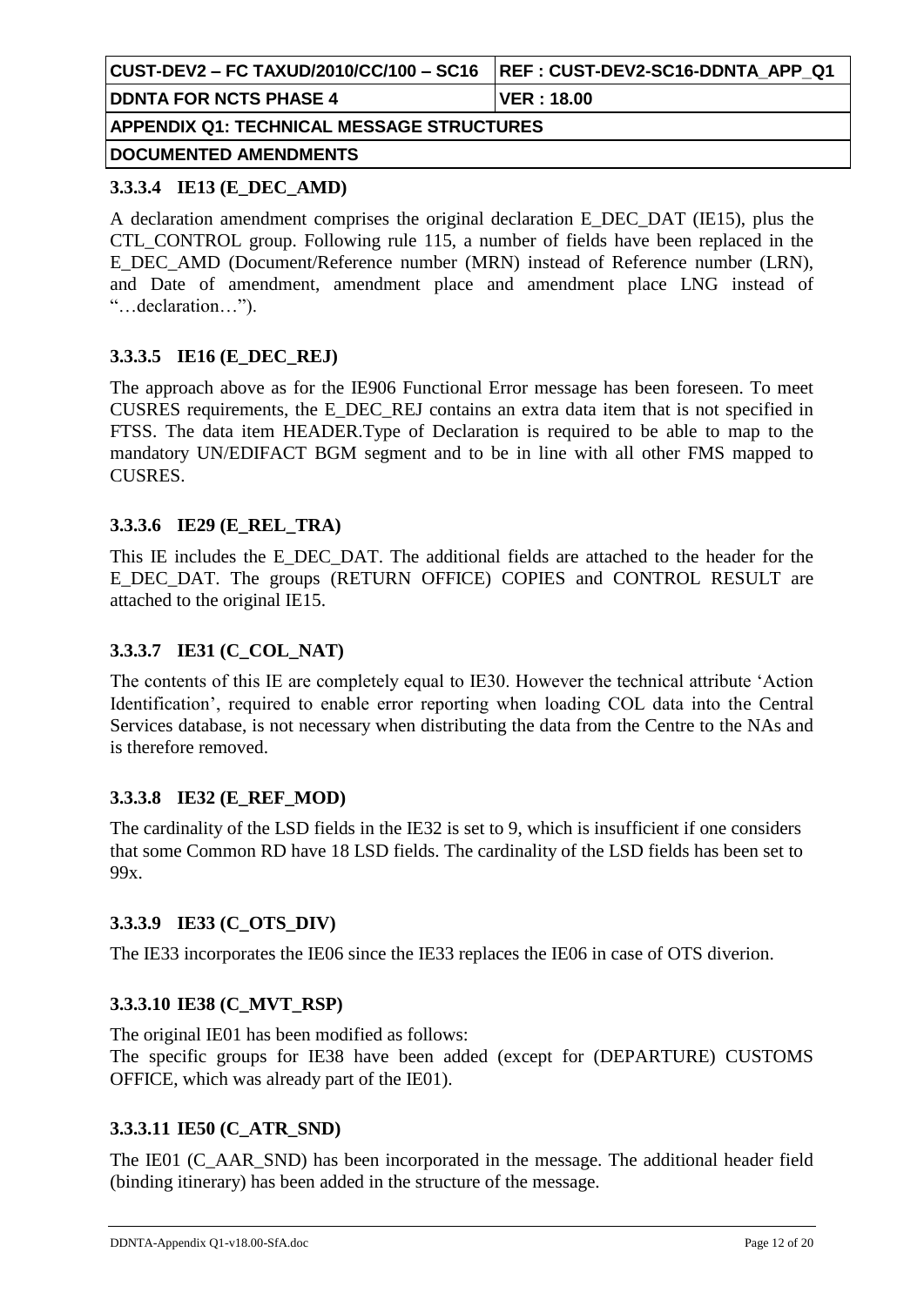#### 3.3.3.4 IE13 (E_DEC_AMD)

A declaration amendment comprises the original declaration E_DEC_DAT (IE15), plus the CTL_CONTROL group. Following rule 115, a number of fields have been replaced in the E_DEC_AMD (Document/Reference number (MRN) instead of Reference number (LRN), and Date of amendment, amendment place and amendment place LNG instead of "…declaration…").

#### 3.3.3.5 IE16 (E_DEC_REJ)

The approach above as for the IE906 Functional Error message has been foreseen. To meet CUSRES requirements, the E_DEC_REJ contains an extra data item that is not specified in FTSS. The data item HEADER.Type of Declaration is required to be able to map to the mandatory UN/EDIFACT BGM segment and to be in line with all other FMS mapped to CUSRES.

#### 3.3.3.6 IE29 (E_REL_TRA)

This IE includes the E_DEC_DAT. The additional fields are attached to the header for the E_DEC_DAT. The groups (RETURN OFFICE) COPIES and CONTROL RESULT are attached to the original IE15.

#### 3.3.3.7 IE31 (C_COL_NAT)

The contents of this IE are completely equal to IE30. However the technical attribute 'Action Identification', required to enable error reporting when loading COL data into the Central Services database, is not necessary when distributing the data from the Centre to the NAs and is therefore removed.

#### 3.3.3.8 IE32 (E_REF_MOD)

The cardinality of the LSD fields in the IE32 is set to 9, which is insufficient if one considers that some Common RD have 18 LSD fields. The cardinality of the LSD fields has been set to 99x.

#### 3.3.3.9 IE33 (C_OTS_DIV)

The IE33 incorporates the IE06 since the IE33 replaces the IE06 in case of OTS diverion.

#### 3.3.3.10 IE38 (C_MVT_RSP)

The original IE01 has been modified as follows:
The specific groups for IE38 have been added (except for (DEPARTURE) CUSTOMS OFFICE, which was already part of the IE01).

#### 3.3.3.11 IE50 (C_ATR_SND)

The IE01 (C_AAR_SND) has been incorporated in the message. The additional header field (binding itinerary) has been added in the structure of the message.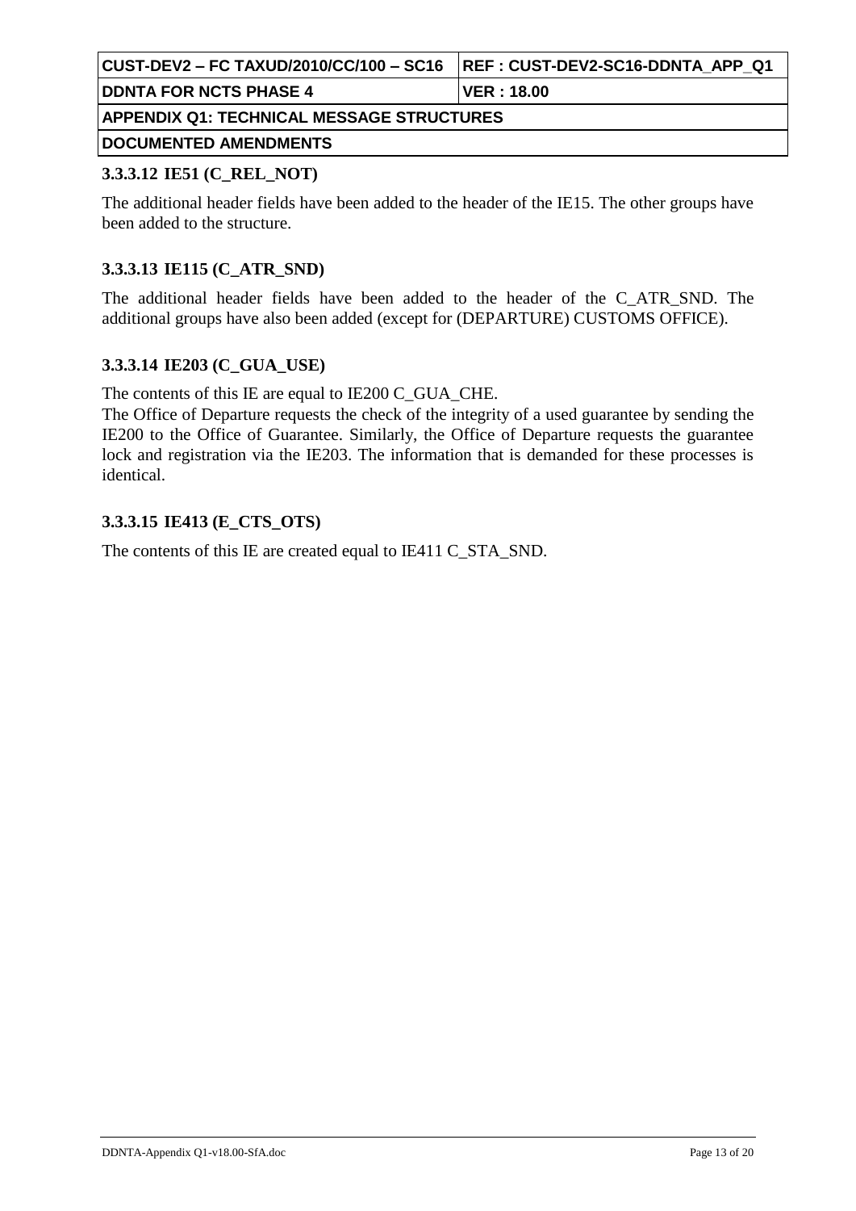#### 3.3.3.12 IE51 (C_REL_NOT)

The additional header fields have been added to the header of the IE15. The other groups have been added to the structure.

#### 3.3.3.13 IE115 (C_ATR_SND)

The additional header fields have been added to the header of the C_ATR_SND. The additional groups have also been added (except for (DEPARTURE) CUSTOMS OFFICE).

#### 3.3.3.14 IE203 (C_GUA_USE)

The contents of this IE are equal to IE200 C_GUA_CHE.
The Office of Departure requests the check of the integrity of a used guarantee by sending the IE200 to the Office of Guarantee. Similarly, the Office of Departure requests the guarantee lock and registration via the IE203. The information that is demanded for these processes is identical.

#### 3.3.3.15 IE413 (E_CTS_OTS)

The contents of this IE are created equal to IE411 C_STA_SND.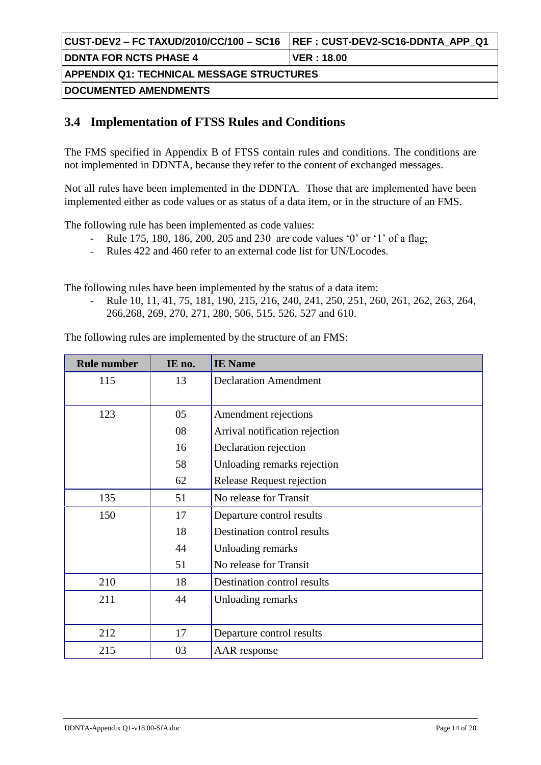## 3.4 Implementation of FTSS Rules and Conditions

The FMS specified in Appendix B of FTSS contain rules and conditions. The conditions are not implemented in DDNTA, because they refer to the content of exchanged messages.

Not all rules have been implemented in the DDNTA. Those that are implemented have been implemented either as code values or as status of a data item, or in the structure of an FMS.

The following rule has been implemented as code values:

- Rule 175, 180, 186, 200, 205 and 230 are code values ‘0’ or ‘1’ of a flag;
- Rules 422 and 460 refer to an external code list for UN/Locodes.

The following rules have been implemented by the status of a data item:

- Rule 10, 11, 41, 75, 181, 190, 215, 216, 240, 241, 250, 251, 260, 261, 262, 263, 264, 266,268, 269, 270, 271, 280, 506, 515, 526, 527 and 610.

The following rules are implemented by the structure of an FMS:

| Rule number | IE no. | IE Name |
|---|---|---|
| 115 | 13 | Declaration Amendment |
| 123 | 05 | Amendment rejections |
| | 08 | Arrival notification rejection |
| | 16 | Declaration rejection |
| | 58 | Unloading remarks rejection |
| | 62 | Release Request rejection |
| 135 | 51 | No release for Transit |
| 150 | 17 | Departure control results |
| | 18 | Destination control results |
| | 44 | Unloading remarks |
| | 51 | No release for Transit |
| 210 | 18 | Destination control results |
| 211 | 44 | Unloading remarks |
| 212 | 17 | Departure control results |
| 215 | 03 | AAR response |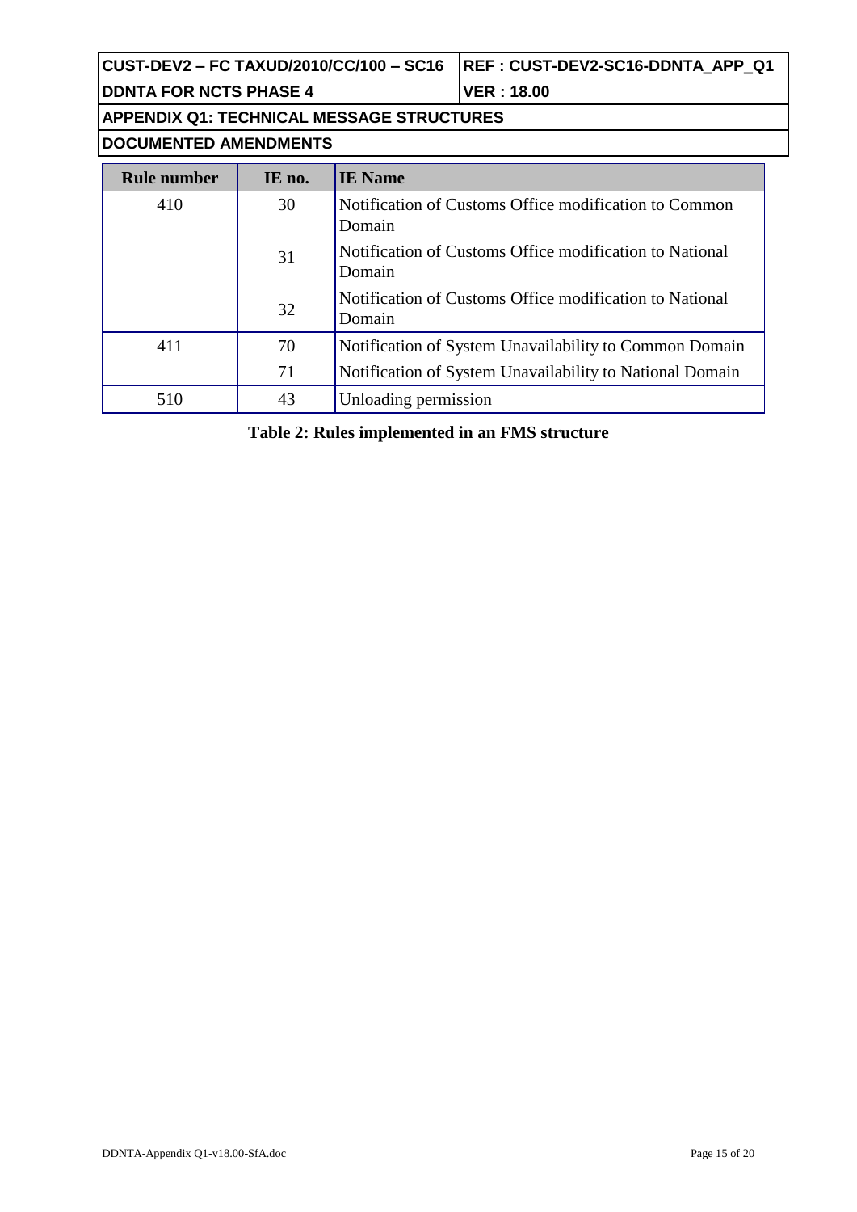| Rule number | IE no. | IE Name |
| --- | --- | --- |
| 410 | 30 | Notification of Customs Office modification to Common Domain |
| | 31 | Notification of Customs Office modification to National Domain |
| | 32 | Notification of Customs Office modification to National Domain |
| 411 | 70 | Notification of System Unavailability to Common Domain |
| | 71 | Notification of System Unavailability to National Domain |
| 510 | 43 | Unloading permission |

**Table 2: Rules implemented in an FMS structure**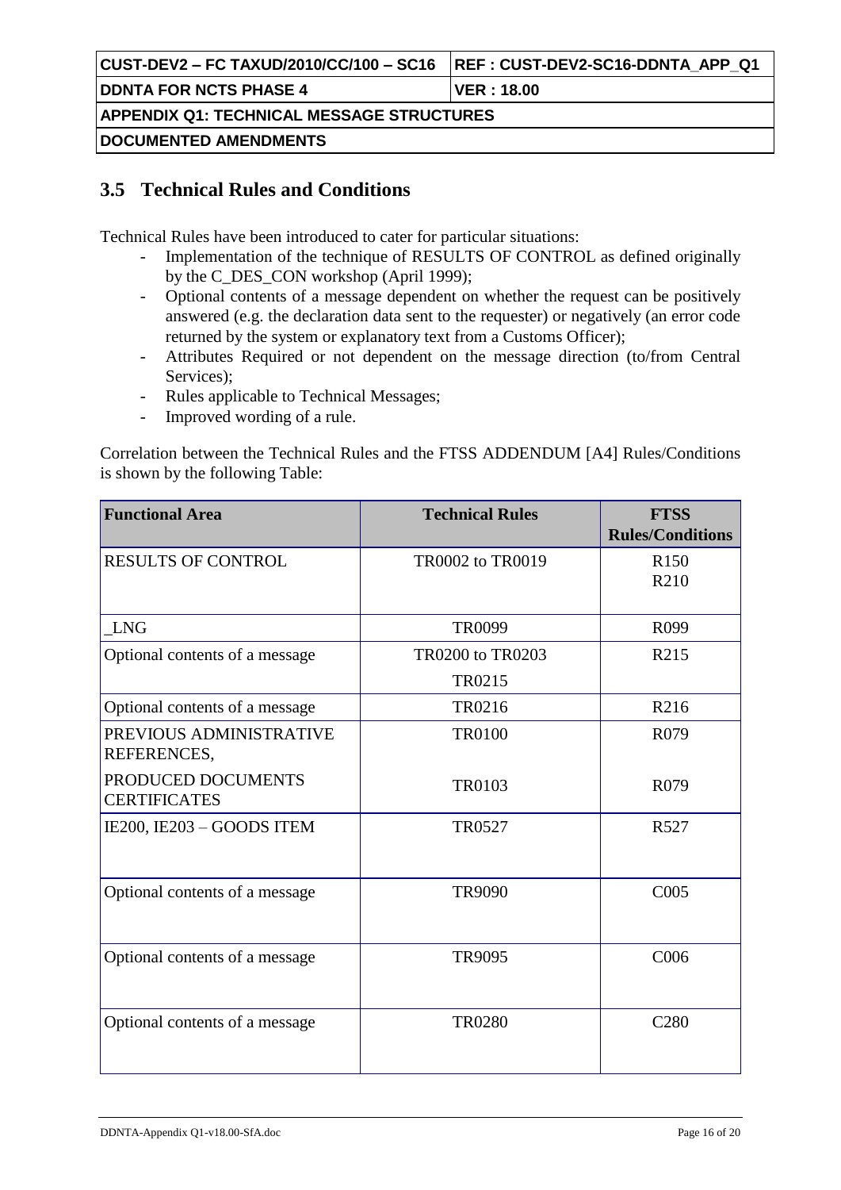## 3.5 Technical Rules and Conditions

Technical Rules have been introduced to cater for particular situations:

- Implementation of the technique of RESULTS OF CONTROL as defined originally by the C_DES_CON workshop (April 1999);
- Optional contents of a message dependent on whether the request can be positively answered (e.g. the declaration data sent to the requester) or negatively (an error code returned by the system or explanatory text from a Customs Officer);
- Attributes Required or not dependent on the message direction (to/from Central Services);
- Rules applicable to Technical Messages;
- Improved wording of a rule.

Correlation between the Technical Rules and the FTSS ADDENDUM [A4] Rules/Conditions is shown by the following Table:

| Functional Area | Technical Rules | FTSS Rules/Conditions |
|---|---|---|
| RESULTS OF CONTROL | TR0002 to TR0019 | R150<br>R210 |
| _LNG | TR0099 | R099 |
| Optional contents of a message | TR0200 to TR0203<br>TR0215 | R215 |
| Optional contents of a message | TR0216 | R216 |
| PREVIOUS ADMINISTRATIVE REFERENCES, | TR0100 | R079 |
| PRODUCED DOCUMENTS CERTIFICATES | TR0103 | R079 |
| IE200, IE203 – GOODS ITEM | TR0527 | R527 |
| Optional contents of a message | TR9090 | C005 |
| Optional contents of a message | TR9095 | C006 |
| Optional contents of a message | TR0280 | C280 |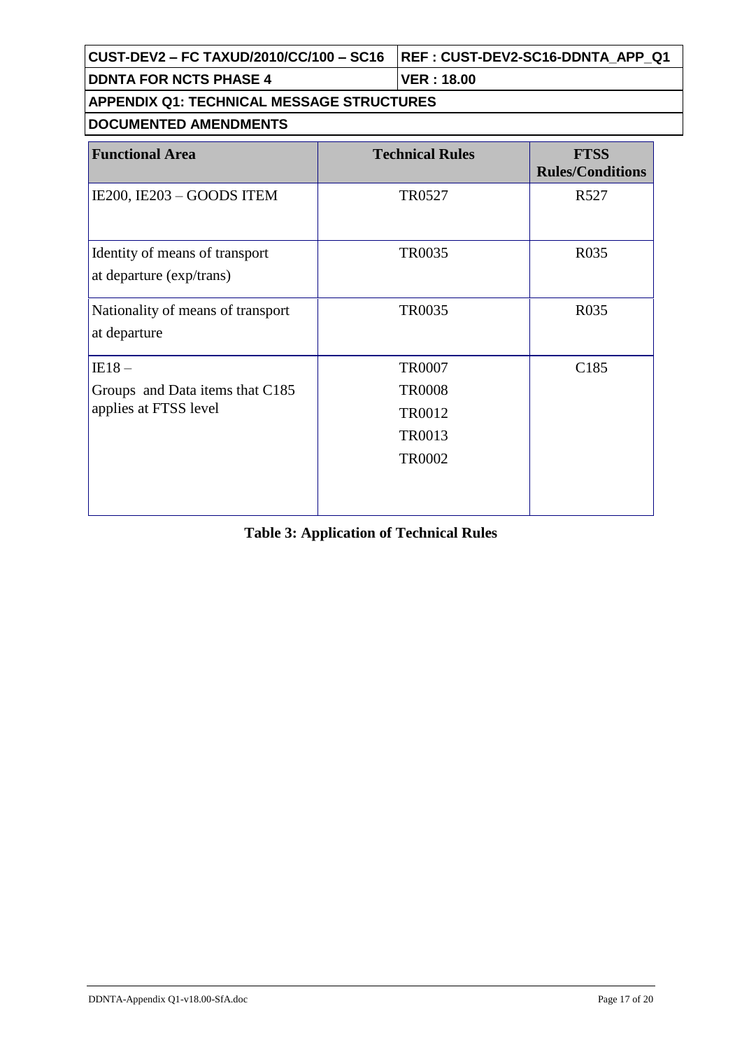| Functional Area | Technical Rules | FTSS Rules/Conditions |
|---|---|---|
| IE200, IE203 – GOODS ITEM | TR0527 | R527 |
| Identity of means of transport at departure (exp/trans) | TR0035 | R035 |
| Nationality of means of transport at departure | TR0035 | R035 |
| IE18 – Groups and Data items that C185 applies at FTSS level | TR0007<br>TR0008<br>TR0012<br>TR0013<br>TR0002 | C185 |

**Table 3: Application of Technical Rules**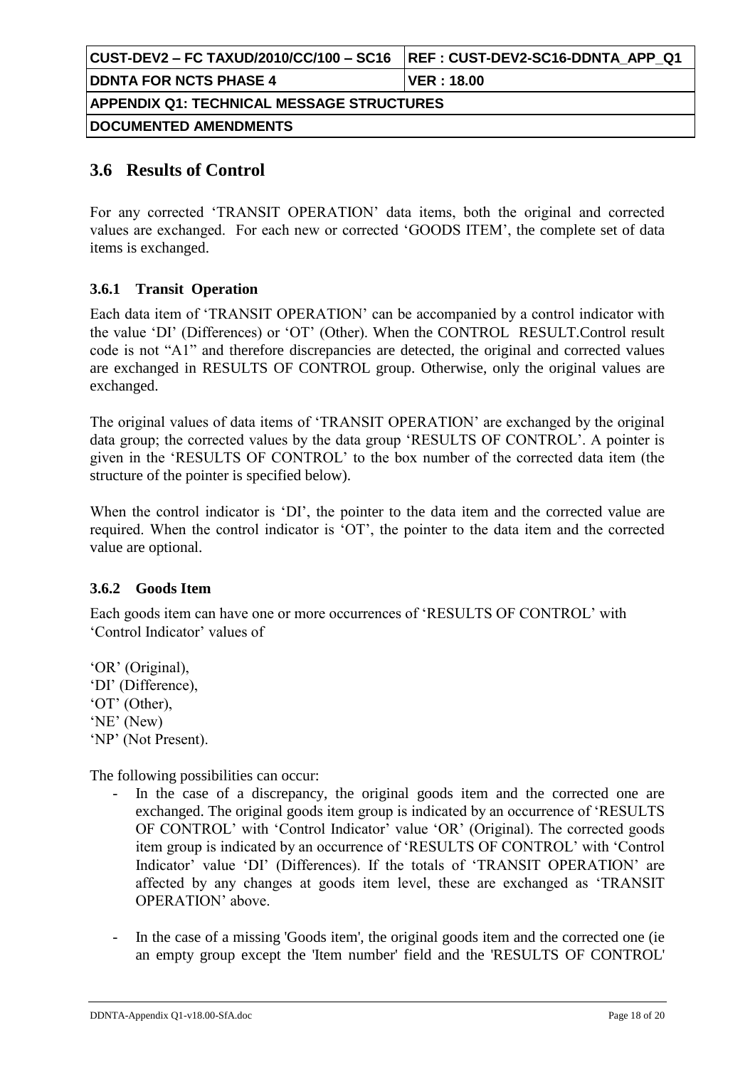## 3.6 Results of Control

For any corrected 'TRANSIT OPERATION' data items, both the original and corrected values are exchanged. For each new or corrected 'GOODS ITEM', the complete set of data items is exchanged.

### 3.6.1 Transit Operation

Each data item of 'TRANSIT OPERATION' can be accompanied by a control indicator with the value 'DI' (Differences) or 'OT' (Other). When the CONTROL RESULT.Control result code is not "A1" and therefore discrepancies are detected, the original and corrected values are exchanged in RESULTS OF CONTROL group. Otherwise, only the original values are exchanged.

The original values of data items of 'TRANSIT OPERATION' are exchanged by the original data group; the corrected values by the data group 'RESULTS OF CONTROL'. A pointer is given in the 'RESULTS OF CONTROL' to the box number of the corrected data item (the structure of the pointer is specified below).

When the control indicator is 'DI', the pointer to the data item and the corrected value are required. When the control indicator is 'OT', the pointer to the data item and the corrected value are optional.

### 3.6.2 Goods Item

Each goods item can have one or more occurrences of 'RESULTS OF CONTROL' with 'Control Indicator' values of

'OR' (Original),
'DI' (Difference),
'OT' (Other),
'NE' (New)
'NP' (Not Present).

The following possibilities can occur:

- In the case of a discrepancy, the original goods item and the corrected one are exchanged. The original goods item group is indicated by an occurrence of 'RESULTS OF CONTROL' with 'Control Indicator' value 'OR' (Original). The corrected goods item group is indicated by an occurrence of 'RESULTS OF CONTROL' with 'Control Indicator' value 'DI' (Differences). If the totals of 'TRANSIT OPERATION' are affected by any changes at goods item level, these are exchanged as 'TRANSIT OPERATION' above.

- In the case of a missing 'Goods item', the original goods item and the corrected one (ie an empty group except the 'Item number' field and the 'RESULTS OF CONTROL'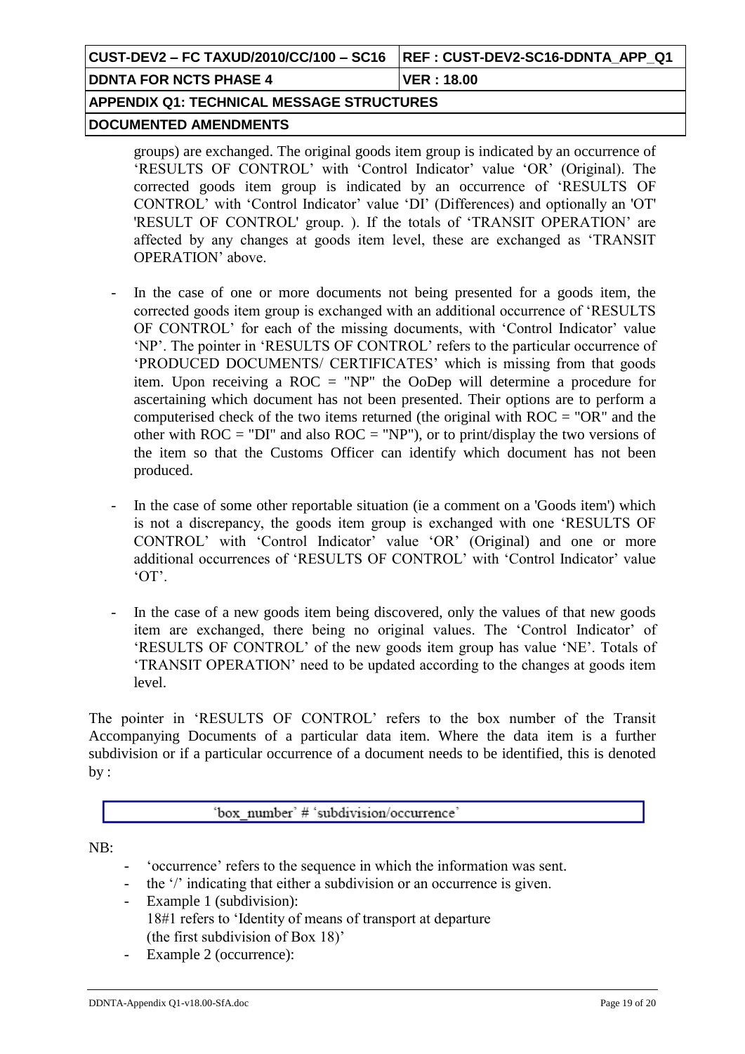groups) are exchanged. The original goods item group is indicated by an occurrence of 'RESULTS OF CONTROL' with 'Control Indicator' value 'OR' (Original). The corrected goods item group is indicated by an occurrence of 'RESULTS OF CONTROL' with 'Control Indicator' value 'DI' (Differences) and optionally an 'OT' 'RESULT OF CONTROL' group. ). If the totals of 'TRANSIT OPERATION' are affected by any changes at goods item level, these are exchanged as 'TRANSIT OPERATION' above.

- In the case of one or more documents not being presented for a goods item, the corrected goods item group is exchanged with an additional occurrence of 'RESULTS OF CONTROL' for each of the missing documents, with 'Control Indicator' value 'NP'. The pointer in 'RESULTS OF CONTROL' refers to the particular occurrence of 'PRODUCED DOCUMENTS/ CERTIFICATES' which is missing from that goods item. Upon receiving a ROC = "NP" the OoDep will determine a procedure for ascertaining which document has not been presented. Their options are to perform a computerised check of the two items returned (the original with ROC = "OR" and the other with ROC = "DI" and also ROC = "NP"), or to print/display the two versions of the item so that the Customs Officer can identify which document has not been produced.

- In the case of some other reportable situation (ie a comment on a 'Goods item') which is not a discrepancy, the goods item group is exchanged with one 'RESULTS OF CONTROL' with 'Control Indicator' value 'OR' (Original) and one or more additional occurrences of 'RESULTS OF CONTROL' with 'Control Indicator' value 'OT'.

- In the case of a new goods item being discovered, only the values of that new goods item are exchanged, there being no original values. The 'Control Indicator' of 'RESULTS OF CONTROL' of the new goods item group has value 'NE'. Totals of 'TRANSIT OPERATION' need to be updated according to the changes at goods item level.

The pointer in 'RESULTS OF CONTROL' refers to the box number of the Transit Accompanying Documents of a particular data item. Where the data item is a further subdivision or if a particular occurrence of a document needs to be identified, this is denoted by :

```
'box_number' # 'subdivision/occurrence'
```

NB:

- 'occurrence' refers to the sequence in which the information was sent.
- the '/' indicating that either a subdivision or an occurrence is given.
- Example 1 (subdivision):
  18#1 refers to 'Identity of means of transport at departure
  (the first subdivision of Box 18)'
- Example 2 (occurrence):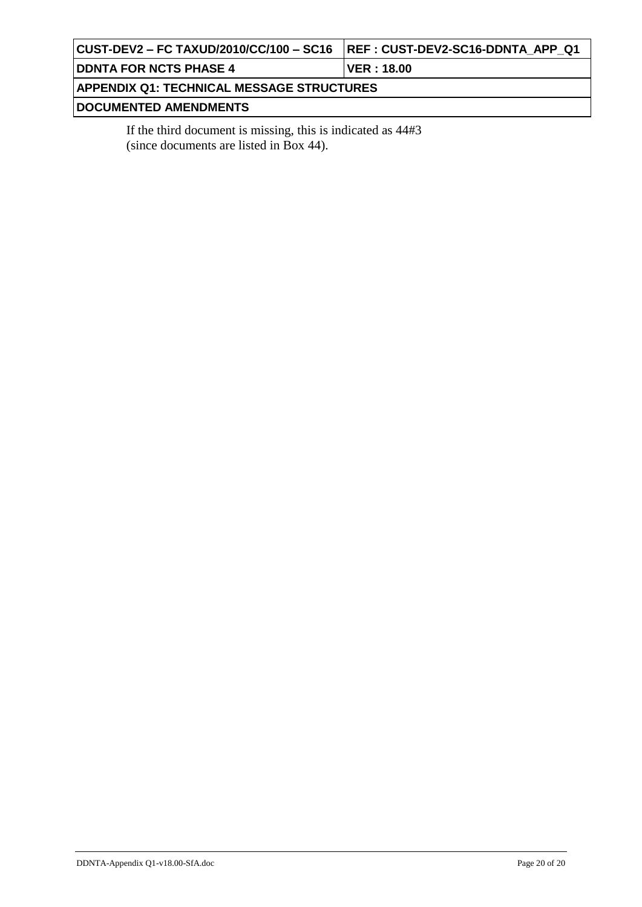If the third document is missing, this is indicated as 44#3 (since documents are listed in Box 44).